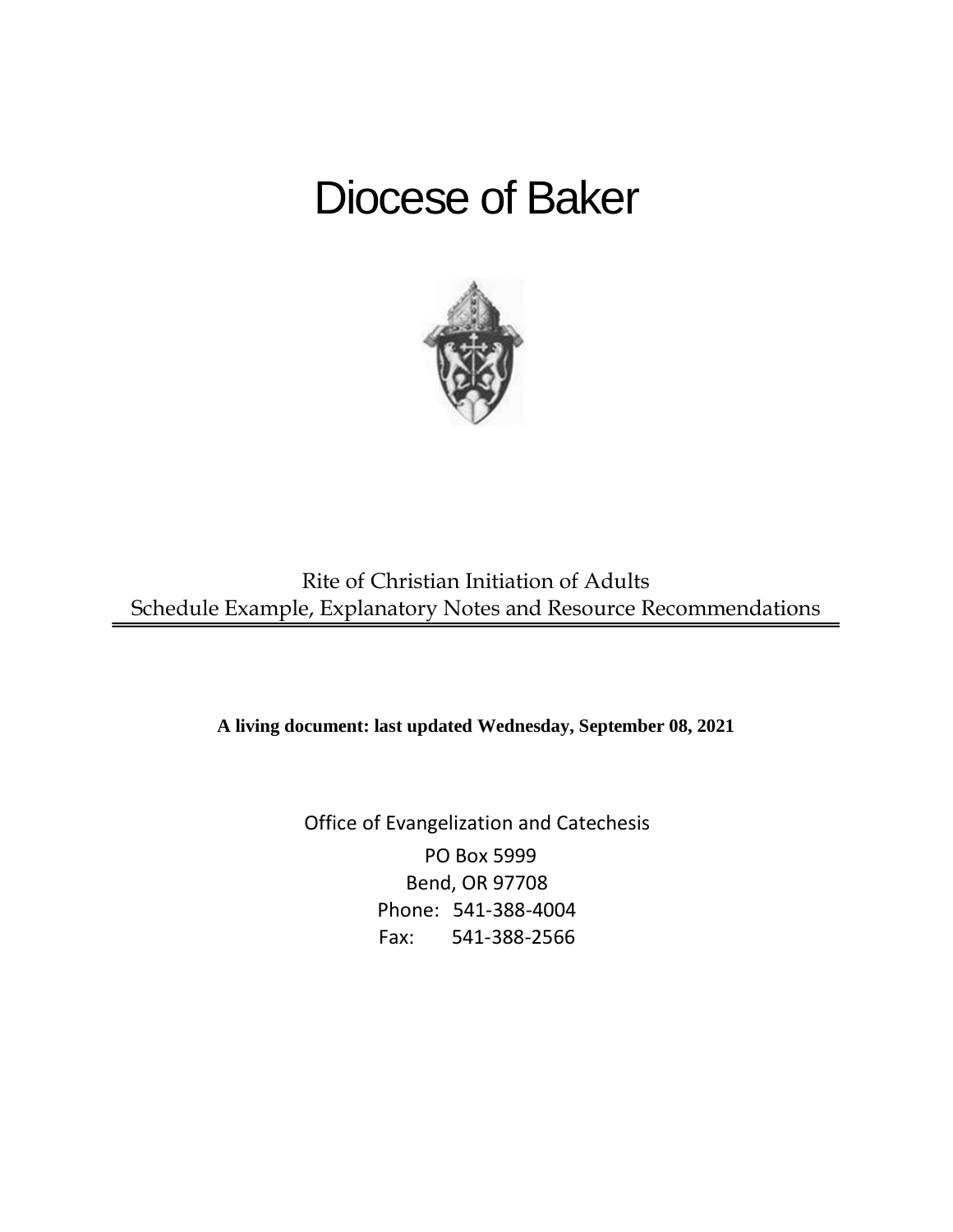# Diocese of Baker

Rite of Christian Initiation of Adults
Schedule Example, Explanatory Notes and Resource Recommendations

**A living document: last updated Wednesday, September 08, 2021**

Office of Evangelization and Catechesis
PO Box 5999
Bend, OR 97708
Phone: 541-388-4004
Fax: 541-388-2566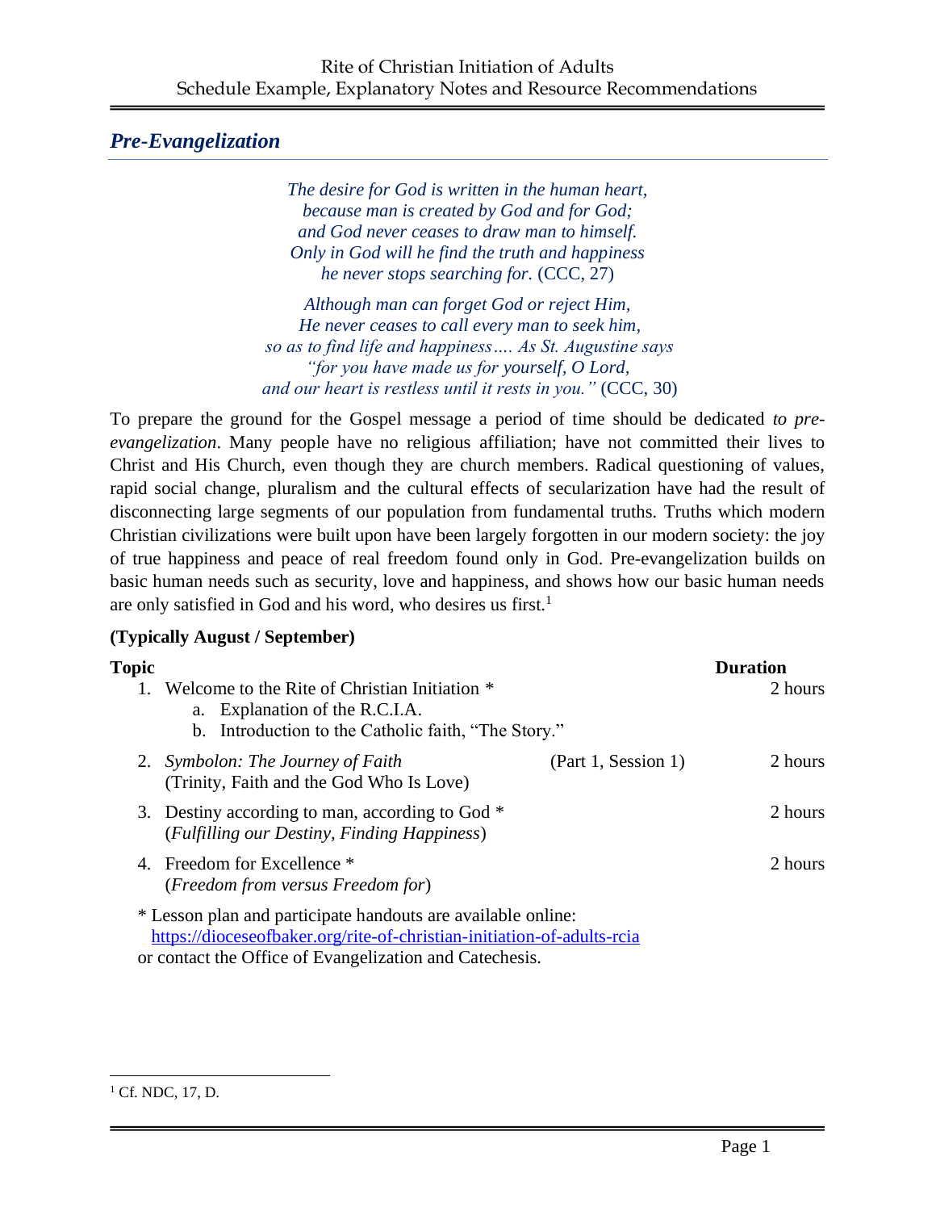## *Pre-Evangelization*

*The desire for God is written in the human heart,*
*because man is created by God and for God;*
*and God never ceases to draw man to himself.*
*Only in God will he find the truth and happiness*
*he never stops searching for.* (CCC, 27)

*Although man can forget God or reject Him,*
*He never ceases to call every man to seek him,*
*so as to find life and happiness…. As St. Augustine says*
*"for you have made us for yourself, O Lord,*
*and our heart is restless until it rests in you."* (CCC, 30)

To prepare the ground for the Gospel message a period of time should be dedicated *to pre-evangelization*. Many people have no religious affiliation; have not committed their lives to Christ and His Church, even though they are church members. Radical questioning of values, rapid social change, pluralism and the cultural effects of secularization have had the result of disconnecting large segments of our population from fundamental truths. Truths which modern Christian civilizations were built upon have been largely forgotten in our modern society: the joy of true happiness and peace of real freedom found only in God. Pre-evangelization builds on basic human needs such as security, love and happiness, and shows how our basic human needs are only satisfied in God and his word, who desires us first.[1]

**(Typically August / September)**

| Topic | | Duration |
|---|---|---|
| 1. Welcome to the Rite of Christian Initiation * <br> a. Explanation of the R.C.I.A. <br> b. Introduction to the Catholic faith, "The Story." | | 2 hours |
| 2. *Symbolon: The Journey of Faith* <br> (Trinity, Faith and the God Who Is Love) | (Part 1, Session 1) | 2 hours |
| 3. Destiny according to man, according to God * <br> (*Fulfilling our Destiny, Finding Happiness*) | | 2 hours |
| 4. Freedom for Excellence * <br> (*Freedom from versus Freedom for*) | | 2 hours |

* Lesson plan and participate handouts are available online:
https://dioceseofbaker.org/rite-of-christian-initiation-of-adults-rcia
or contact the Office of Evangelization and Catechesis.

[1] Cf. NDC, 17, D.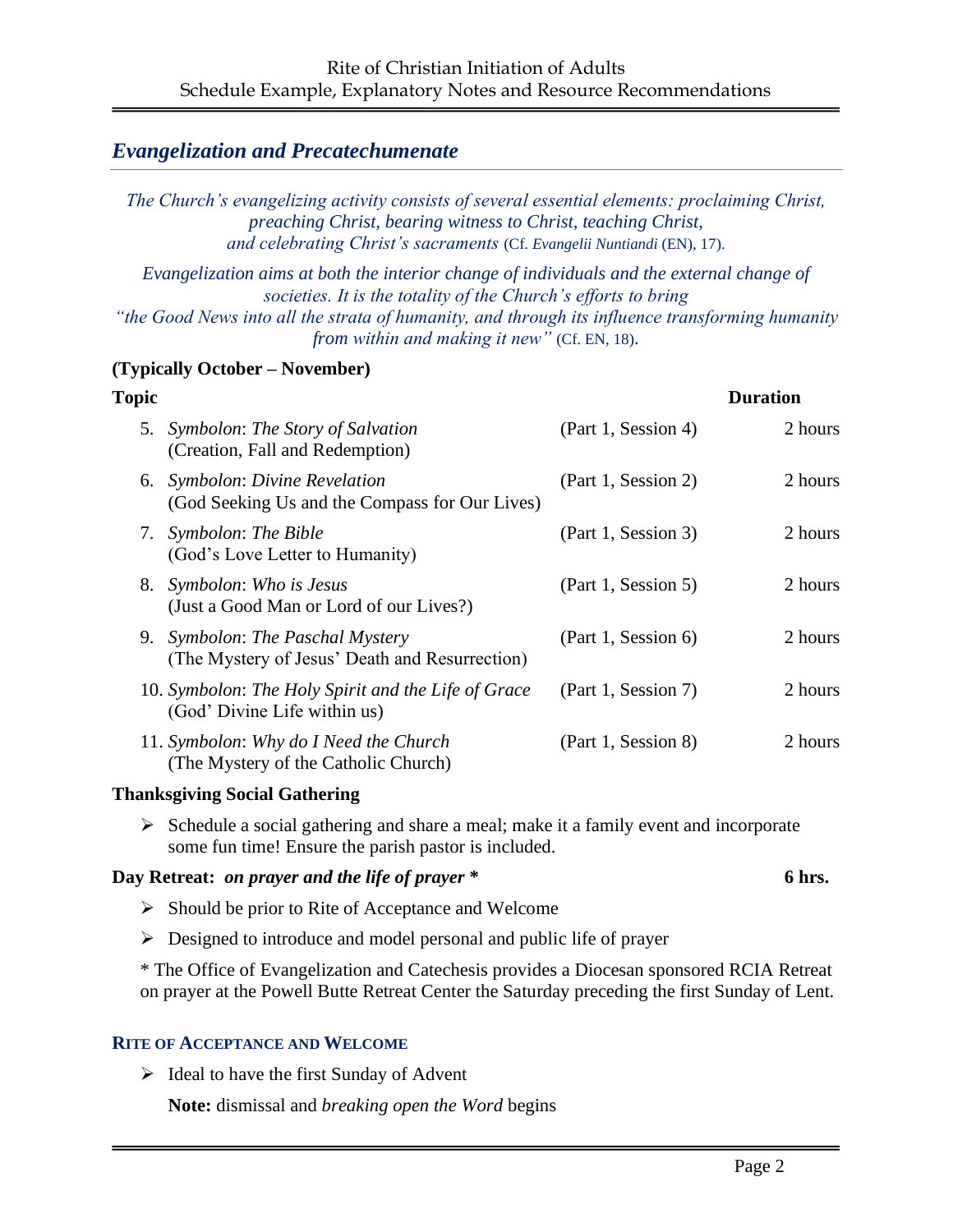## *Evangelization and Precatechumenate*

*The Church's evangelizing activity consists of several essential elements: proclaiming Christ, preaching Christ, bearing witness to Christ, teaching Christ, and celebrating Christ's sacraments* (Cf. *Evangelii Nuntiandi* (EN), 17).

*Evangelization aims at both the interior change of individuals and the external change of societies. It is the totality of the Church's efforts to bring "the Good News into all the strata of humanity, and through its influence transforming humanity from within and making it new"* (Cf. EN, 18).

**(Typically October – November)**

| Topic | | Duration |
|---|---|---|
| 5. *Symbolon*: *The Story of Salvation* (Creation, Fall and Redemption) | (Part 1, Session 4) | 2 hours |
| 6. *Symbolon*: *Divine Revelation* (God Seeking Us and the Compass for Our Lives) | (Part 1, Session 2) | 2 hours |
| 7. *Symbolon*: *The Bible* (God's Love Letter to Humanity) | (Part 1, Session 3) | 2 hours |
| 8. *Symbolon*: *Who is Jesus* (Just a Good Man or Lord of our Lives?) | (Part 1, Session 5) | 2 hours |
| 9. *Symbolon*: *The Paschal Mystery* (The Mystery of Jesus' Death and Resurrection) | (Part 1, Session 6) | 2 hours |
| 10. *Symbolon*: *The Holy Spirit and the Life of Grace* (God' Divine Life within us) | (Part 1, Session 7) | 2 hours |
| 11. *Symbolon*: *Why do I Need the Church* (The Mystery of the Catholic Church) | (Part 1, Session 8) | 2 hours |

**Thanksgiving Social Gathering**

- Schedule a social gathering and share a meal; make it a family event and incorporate some fun time! Ensure the parish pastor is included.

**Day Retreat: *on prayer and the life of prayer* \*** **6 hrs.**

- Should be prior to Rite of Acceptance and Welcome
- Designed to introduce and model personal and public life of prayer

\* The Office of Evangelization and Catechesis provides a Diocesan sponsored RCIA Retreat on prayer at the Powell Butte Retreat Center the Saturday preceding the first Sunday of Lent.

### RITE OF ACCEPTANCE AND WELCOME

- Ideal to have the first Sunday of Advent

  **Note:** dismissal and *breaking open the Word* begins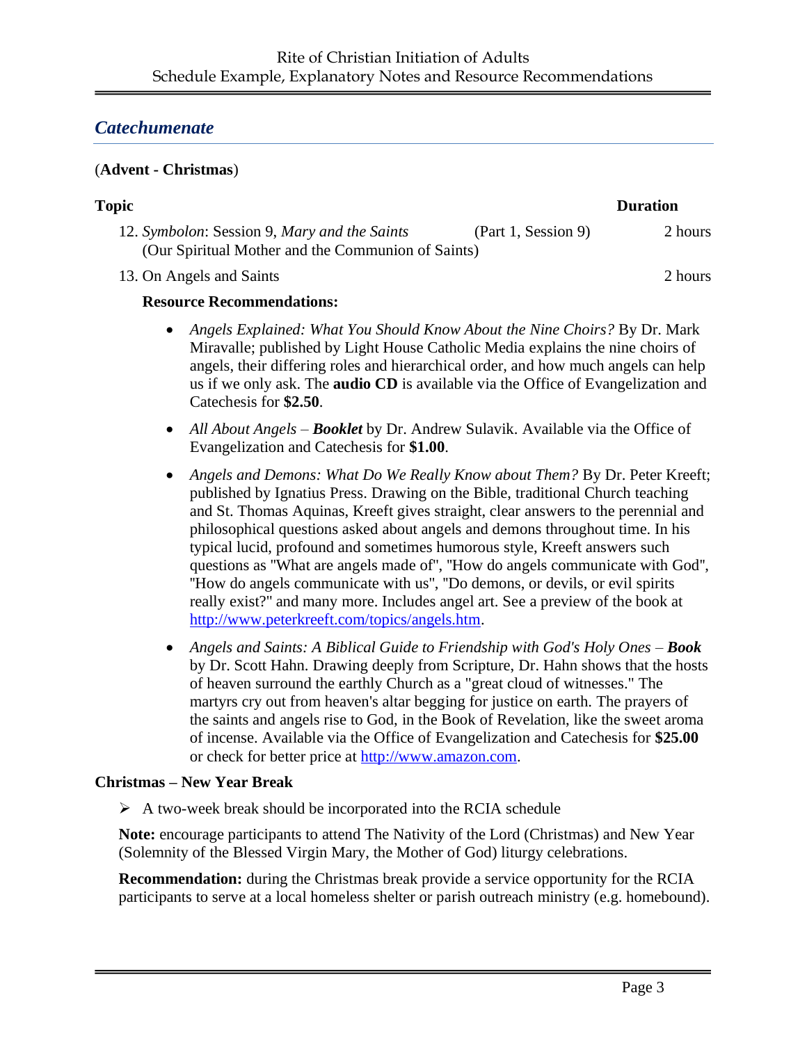## *Catechumenate*

(**Advent - Christmas**)

| Topic | | Duration |
|---|---|---|
| 12. *Symbolon*: Session 9, *Mary and the Saints* (Our Spiritual Mother and the Communion of Saints) | (Part 1, Session 9) | 2 hours |
| 13. On Angels and Saints | | 2 hours |

**Resource Recommendations:**

- *Angels Explained: What You Should Know About the Nine Choirs?* By Dr. Mark Miravalle; published by Light House Catholic Media explains the nine choirs of angels, their differing roles and hierarchical order, and how much angels can help us if we only ask. The **audio CD** is available via the Office of Evangelization and Catechesis for **$2.50**.
- *All About Angels* – ***Booklet*** by Dr. Andrew Sulavik. Available via the Office of Evangelization and Catechesis for **$1.00**.
- *Angels and Demons: What Do We Really Know about Them?* By Dr. Peter Kreeft; published by Ignatius Press. Drawing on the Bible, traditional Church teaching and St. Thomas Aquinas, Kreeft gives straight, clear answers to the perennial and philosophical questions asked about angels and demons throughout time. In his typical lucid, profound and sometimes humorous style, Kreeft answers such questions as "What are angels made of", "How do angels communicate with God", "How do angels communicate with us", "Do demons, or devils, or evil spirits really exist?" and many more. Includes angel art. See a preview of the book at http://www.peterkreeft.com/topics/angels.htm.
- *Angels and Saints: A Biblical Guide to Friendship with God's Holy Ones* – ***Book*** by Dr. Scott Hahn. Drawing deeply from Scripture, Dr. Hahn shows that the hosts of heaven surround the earthly Church as a "great cloud of witnesses." The martyrs cry out from heaven's altar begging for justice on earth. The prayers of the saints and angels rise to God, in the Book of Revelation, like the sweet aroma of incense. Available via the Office of Evangelization and Catechesis for **$25.00** or check for better price at http://www.amazon.com.

**Christmas – New Year Break**

- A two-week break should be incorporated into the RCIA schedule

**Note:** encourage participants to attend The Nativity of the Lord (Christmas) and New Year (Solemnity of the Blessed Virgin Mary, the Mother of God) liturgy celebrations.

**Recommendation:** during the Christmas break provide a service opportunity for the RCIA participants to serve at a local homeless shelter or parish outreach ministry (e.g. homebound).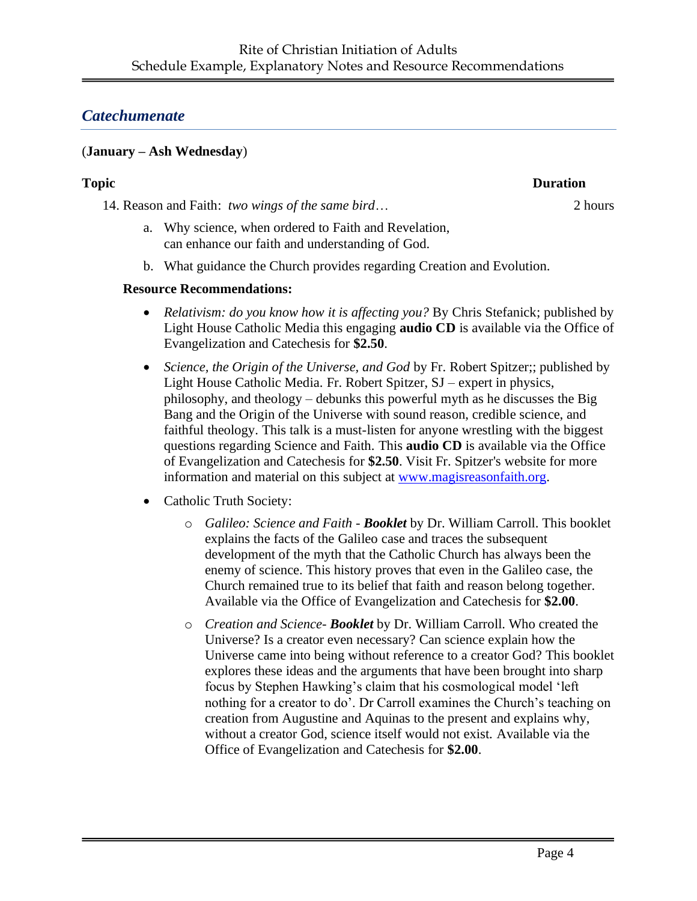## *Catechumenate*

(**January – Ash Wednesday**)

**Topic** **Duration**

14. Reason and Faith: *two wings of the same bird…* 2 hours

    a. Why science, when ordered to Faith and Revelation, can enhance our faith and understanding of God.

    b. What guidance the Church provides regarding Creation and Evolution.

**Resource Recommendations:**

- *Relativism: do you know how it is affecting you?* By Chris Stefanick; published by Light House Catholic Media this engaging **audio CD** is available via the Office of Evangelization and Catechesis for **$2.50**.

- *Science, the Origin of the Universe, and God* by Fr. Robert Spitzer;; published by Light House Catholic Media. Fr. Robert Spitzer, SJ – expert in physics, philosophy, and theology – debunks this powerful myth as he discusses the Big Bang and the Origin of the Universe with sound reason, credible science, and faithful theology. This talk is a must-listen for anyone wrestling with the biggest questions regarding Science and Faith. This **audio CD** is available via the Office of Evangelization and Catechesis for **$2.50**. Visit Fr. Spitzer's website for more information and material on this subject at www.magisreasonfaith.org.

- Catholic Truth Society:
  - *Galileo: Science and Faith - **Booklet*** by Dr. William Carroll. This booklet explains the facts of the Galileo case and traces the subsequent development of the myth that the Catholic Church has always been the enemy of science. This history proves that even in the Galileo case, the Church remained true to its belief that faith and reason belong together. Available via the Office of Evangelization and Catechesis for **$2.00**.
  - *Creation and Science- **Booklet*** by Dr. William Carroll. Who created the Universe? Is a creator even necessary? Can science explain how the Universe came into being without reference to a creator God? This booklet explores these ideas and the arguments that have been brought into sharp focus by Stephen Hawking's claim that his cosmological model 'left nothing for a creator to do'. Dr Carroll examines the Church's teaching on creation from Augustine and Aquinas to the present and explains why, without a creator God, science itself would not exist. Available via the Office of Evangelization and Catechesis for **$2.00**.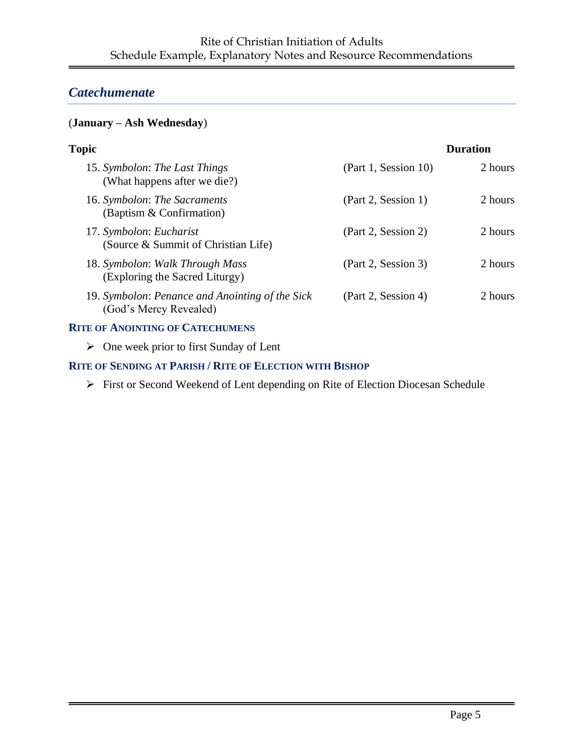## *Catechumenate*

(**January – Ash Wednesday**)

| Topic | | Duration |
|---|---|---|
| 15. *Symbolon*: *The Last Things* (What happens after we die?) | (Part 1, Session 10) | 2 hours |
| 16. *Symbolon*: *The Sacraments* (Baptism & Confirmation) | (Part 2, Session 1) | 2 hours |
| 17. *Symbolon*: *Eucharist* (Source & Summit of Christian Life) | (Part 2, Session 2) | 2 hours |
| 18. *Symbolon*: *Walk Through Mass* (Exploring the Sacred Liturgy) | (Part 2, Session 3) | 2 hours |
| 19. *Symbolon*: *Penance and Anointing of the Sick* (God's Mercy Revealed) | (Part 2, Session 4) | 2 hours |

### Rite of Anointing of Catechumens

- One week prior to first Sunday of Lent

### Rite of Sending at Parish / Rite of Election with Bishop

- First or Second Weekend of Lent depending on Rite of Election Diocesan Schedule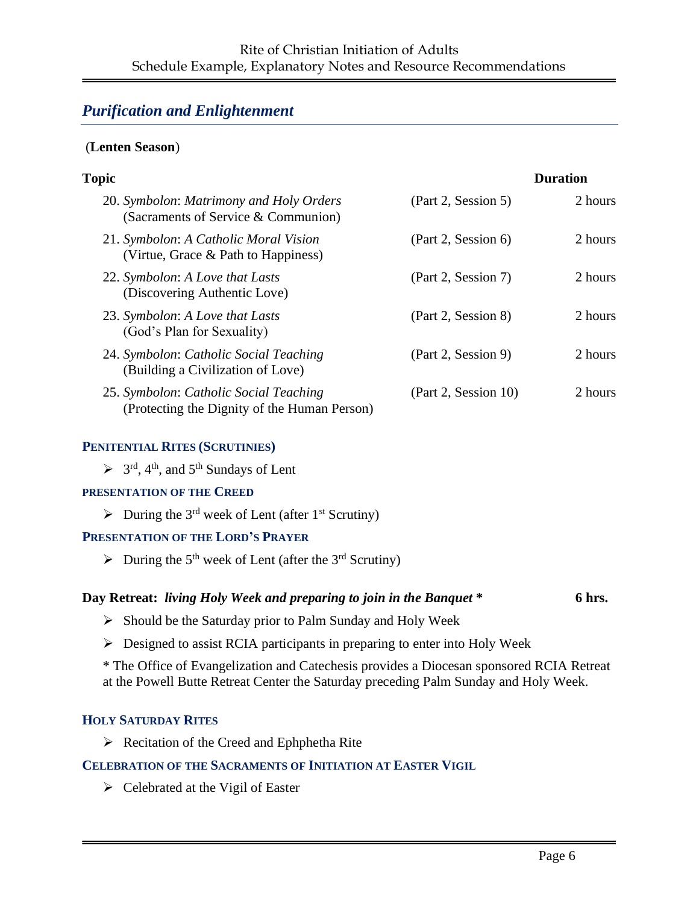## *Purification and Enlightenment*

(**Lenten Season**)

| Topic | | Duration |
|---|---|---|
| 20. *Symbolon*: *Matrimony and Holy Orders* (Sacraments of Service & Communion) | (Part 2, Session 5) | 2 hours |
| 21. *Symbolon*: *A Catholic Moral Vision* (Virtue, Grace & Path to Happiness) | (Part 2, Session 6) | 2 hours |
| 22. *Symbolon*: *A Love that Lasts* (Discovering Authentic Love) | (Part 2, Session 7) | 2 hours |
| 23. *Symbolon*: *A Love that Lasts* (God's Plan for Sexuality) | (Part 2, Session 8) | 2 hours |
| 24. *Symbolon*: *Catholic Social Teaching* (Building a Civilization of Love) | (Part 2, Session 9) | 2 hours |
| 25. *Symbolon*: *Catholic Social Teaching* (Protecting the Dignity of the Human Person) | (Part 2, Session 10) | 2 hours |

#### PENITENTIAL RITES (SCRUTINIES)

- 3rd, 4th, and 5th Sundays of Lent

#### PRESENTATION OF THE CREED

- During the 3rd week of Lent (after 1st Scrutiny)

#### PRESENTATION OF THE LORD'S PRAYER

- During the 5th week of Lent (after the 3rd Scrutiny)

**Day Retreat:** ***living Holy Week and preparing to join in the Banquet*** **\*** **6 hrs.**

- Should be the Saturday prior to Palm Sunday and Holy Week
- Designed to assist RCIA participants in preparing to enter into Holy Week

\* The Office of Evangelization and Catechesis provides a Diocesan sponsored RCIA Retreat at the Powell Butte Retreat Center the Saturday preceding Palm Sunday and Holy Week.

#### HOLY SATURDAY RITES

- Recitation of the Creed and Ephphetha Rite

#### CELEBRATION OF THE SACRAMENTS OF INITIATION AT EASTER VIGIL

- Celebrated at the Vigil of Easter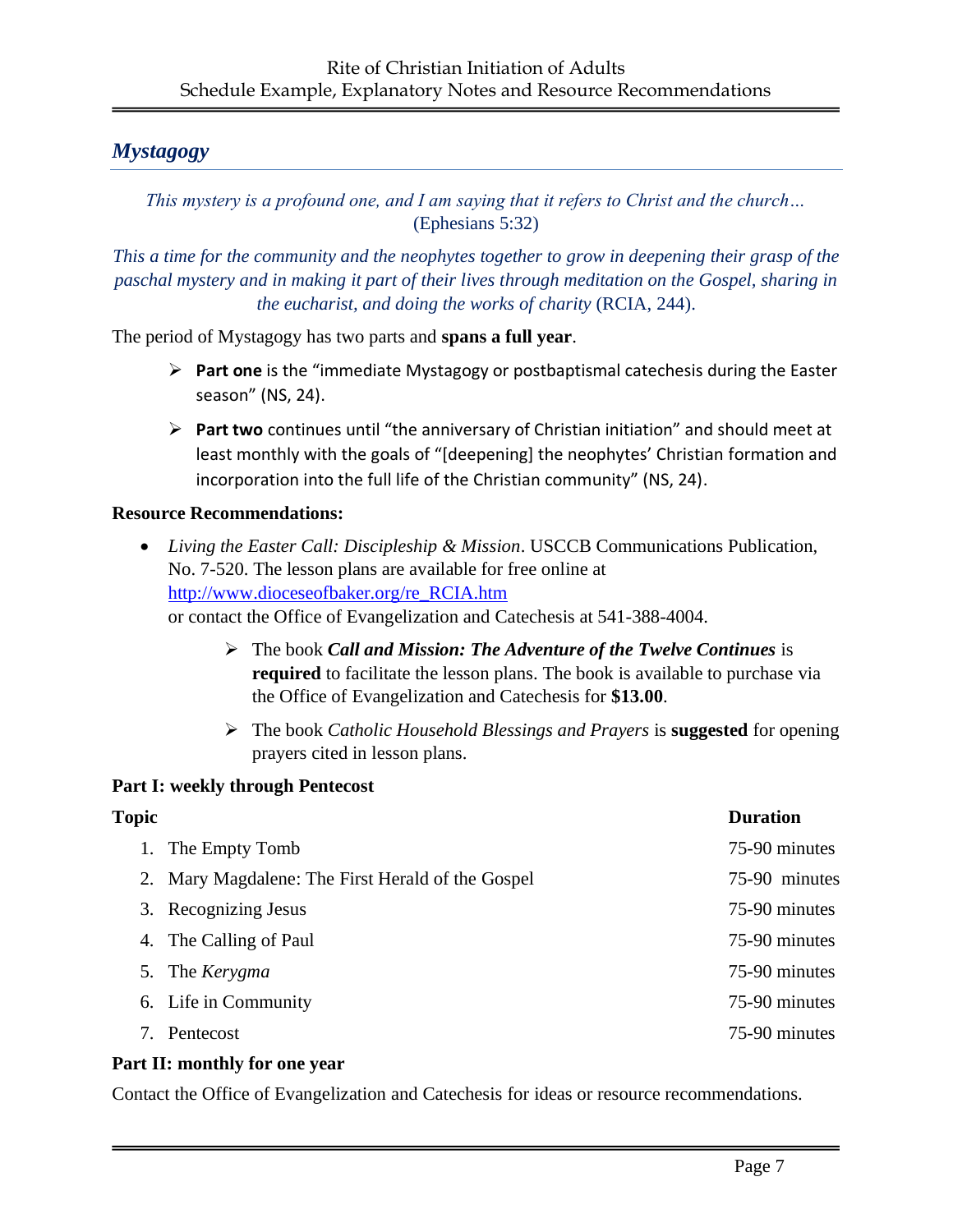## *Mystagogy*

*This mystery is a profound one, and I am saying that it refers to Christ and the church…* (Ephesians 5:32)

*This a time for the community and the neophytes together to grow in deepening their grasp of the paschal mystery and in making it part of their lives through meditation on the Gospel, sharing in the eucharist, and doing the works of charity* (RCIA, 244).

The period of Mystagogy has two parts and **spans a full year**.

- **Part one** is the "immediate Mystagogy or postbaptismal catechesis during the Easter season" (NS, 24).
- **Part two** continues until "the anniversary of Christian initiation" and should meet at least monthly with the goals of "[deepening] the neophytes' Christian formation and incorporation into the full life of the Christian community" (NS, 24).

**Resource Recommendations:**

- *Living the Easter Call: Discipleship & Mission*. USCCB Communications Publication, No. 7-520. The lesson plans are available for free online at http://www.dioceseofbaker.org/re_RCIA.htm or contact the Office of Evangelization and Catechesis at 541-388-4004.
  - The book ***Call and Mission: The Adventure of the Twelve Continues*** is **required** to facilitate the lesson plans. The book is available to purchase via the Office of Evangelization and Catechesis for **$13.00**.
  - The book *Catholic Household Blessings and Prayers* is **suggested** for opening prayers cited in lesson plans.

**Part I: weekly through Pentecost**

| Topic | Duration |
|---|---|
| 1. The Empty Tomb | 75-90 minutes |
| 2. Mary Magdalene: The First Herald of the Gospel | 75-90 minutes |
| 3. Recognizing Jesus | 75-90 minutes |
| 4. The Calling of Paul | 75-90 minutes |
| 5. The *Kerygma* | 75-90 minutes |
| 6. Life in Community | 75-90 minutes |
| 7. Pentecost | 75-90 minutes |

**Part II: monthly for one year**

Contact the Office of Evangelization and Catechesis for ideas or resource recommendations.